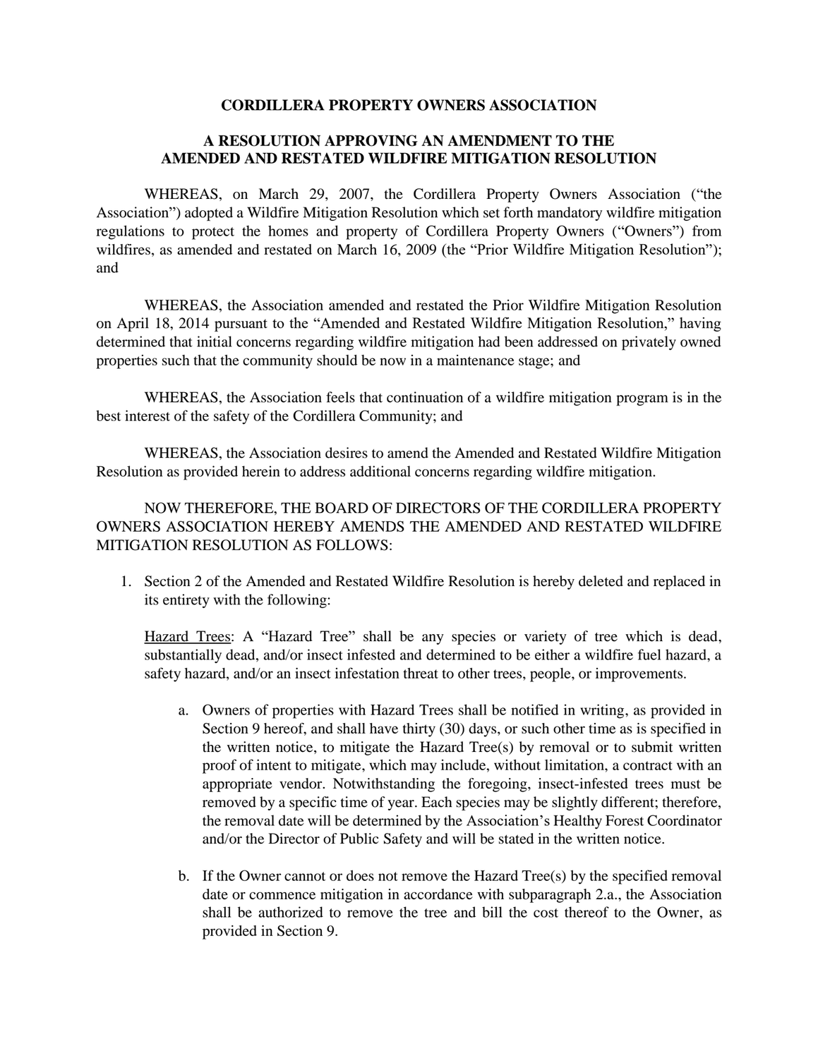# CORDILLERA PROPERTY OWNERS ASSOCIATION

## A RESOLUTION APPROVING AN AMENDMENT TO THE AMENDED AND RESTATED WILDFIRE MITIGATION RESOLUTION

WHEREAS, on March 29, 2007, the Cordillera Property Owners Association ("the Association") adopted a Wildfire Mitigation Resolution which set forth mandatory wildfire mitigation regulations to protect the homes and property of Cordillera Property Owners ("Owners") from wildfires, as amended and restated on March 16, 2009 (the "Prior Wildfire Mitigation Resolution"); and

WHEREAS, the Association amended and restated the Prior Wildfire Mitigation Resolution on April 18, 2014 pursuant to the "Amended and Restated Wildfire Mitigation Resolution," having determined that initial concerns regarding wildfire mitigation had been addressed on privately owned properties such that the community should be now in a maintenance stage; and

WHEREAS, the Association feels that continuation of a wildfire mitigation program is in the best interest of the safety of the Cordillera Community; and

WHEREAS, the Association desires to amend the Amended and Restated Wildfire Mitigation Resolution as provided herein to address additional concerns regarding wildfire mitigation.

NOW THEREFORE, THE BOARD OF DIRECTORS OF THE CORDILLERA PROPERTY OWNERS ASSOCIATION HEREBY AMENDS THE AMENDED AND RESTATED WILDFIRE MITIGATION RESOLUTION AS FOLLOWS:

1. Section 2 of the Amended and Restated Wildfire Resolution is hereby deleted and replaced in its entirety with the following:

   Hazard Trees: A "Hazard Tree" shall be any species or variety of tree which is dead, substantially dead, and/or insect infested and determined to be either a wildfire fuel hazard, a safety hazard, and/or an insect infestation threat to other trees, people, or improvements.

   a. Owners of properties with Hazard Trees shall be notified in writing, as provided in Section 9 hereof, and shall have thirty (30) days, or such other time as is specified in the written notice, to mitigate the Hazard Tree(s) by removal or to submit written proof of intent to mitigate, which may include, without limitation, a contract with an appropriate vendor. Notwithstanding the foregoing, insect-infested trees must be removed by a specific time of year. Each species may be slightly different; therefore, the removal date will be determined by the Association's Healthy Forest Coordinator and/or the Director of Public Safety and will be stated in the written notice.

   b. If the Owner cannot or does not remove the Hazard Tree(s) by the specified removal date or commence mitigation in accordance with subparagraph 2.a., the Association shall be authorized to remove the tree and bill the cost thereof to the Owner, as provided in Section 9.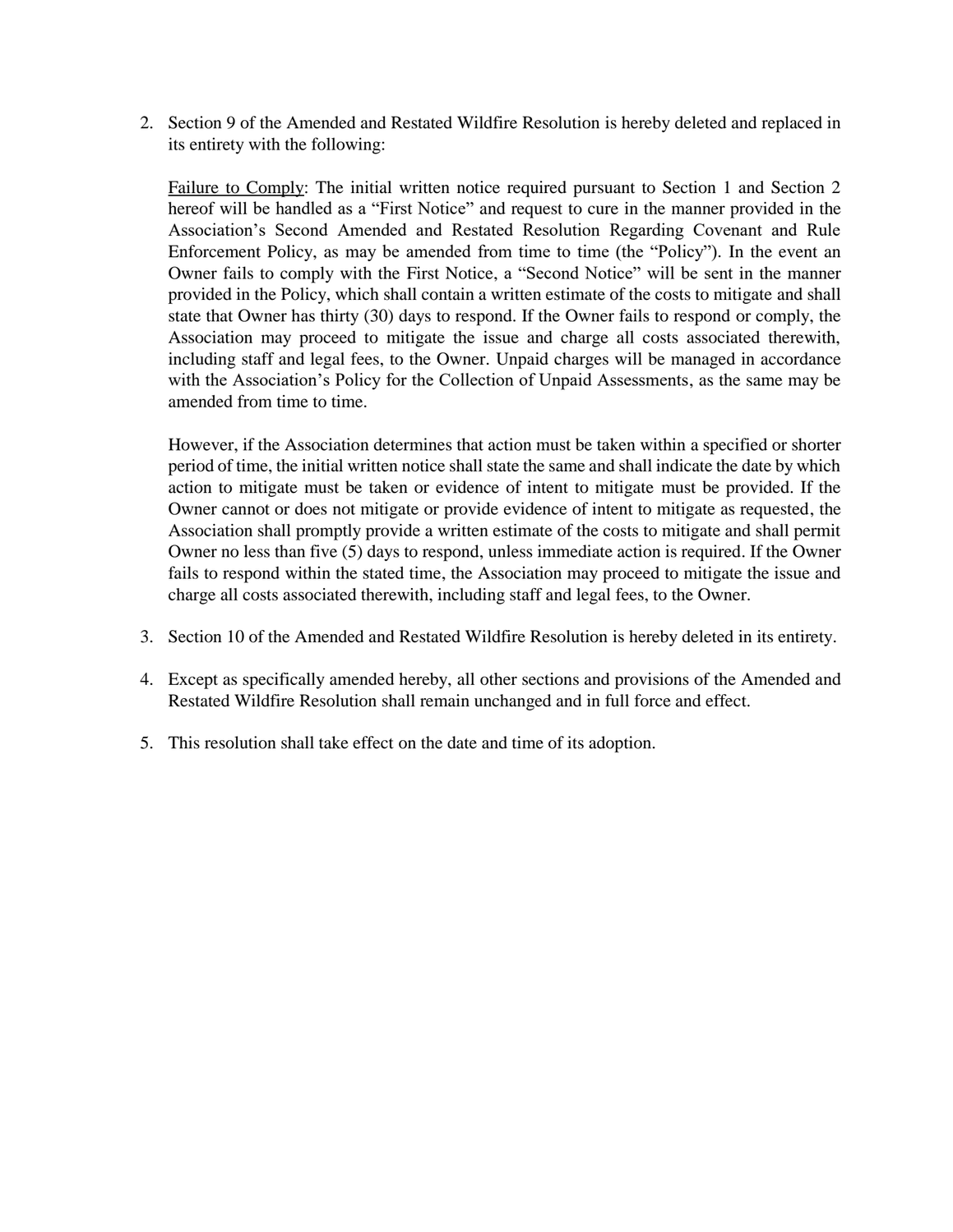2. Section 9 of the Amended and Restated Wildfire Resolution is hereby deleted and replaced in its entirety with the following:

   Failure to Comply: The initial written notice required pursuant to Section 1 and Section 2 hereof will be handled as a "First Notice" and request to cure in the manner provided in the Association's Second Amended and Restated Resolution Regarding Covenant and Rule Enforcement Policy, as may be amended from time to time (the "Policy"). In the event an Owner fails to comply with the First Notice, a "Second Notice" will be sent in the manner provided in the Policy, which shall contain a written estimate of the costs to mitigate and shall state that Owner has thirty (30) days to respond. If the Owner fails to respond or comply, the Association may proceed to mitigate the issue and charge all costs associated therewith, including staff and legal fees, to the Owner. Unpaid charges will be managed in accordance with the Association's Policy for the Collection of Unpaid Assessments, as the same may be amended from time to time.

   However, if the Association determines that action must be taken within a specified or shorter period of time, the initial written notice shall state the same and shall indicate the date by which action to mitigate must be taken or evidence of intent to mitigate must be provided. If the Owner cannot or does not mitigate or provide evidence of intent to mitigate as requested, the Association shall promptly provide a written estimate of the costs to mitigate and shall permit Owner no less than five (5) days to respond, unless immediate action is required. If the Owner fails to respond within the stated time, the Association may proceed to mitigate the issue and charge all costs associated therewith, including staff and legal fees, to the Owner.

3. Section 10 of the Amended and Restated Wildfire Resolution is hereby deleted in its entirety.

4. Except as specifically amended hereby, all other sections and provisions of the Amended and Restated Wildfire Resolution shall remain unchanged and in full force and effect.

5. This resolution shall take effect on the date and time of its adoption.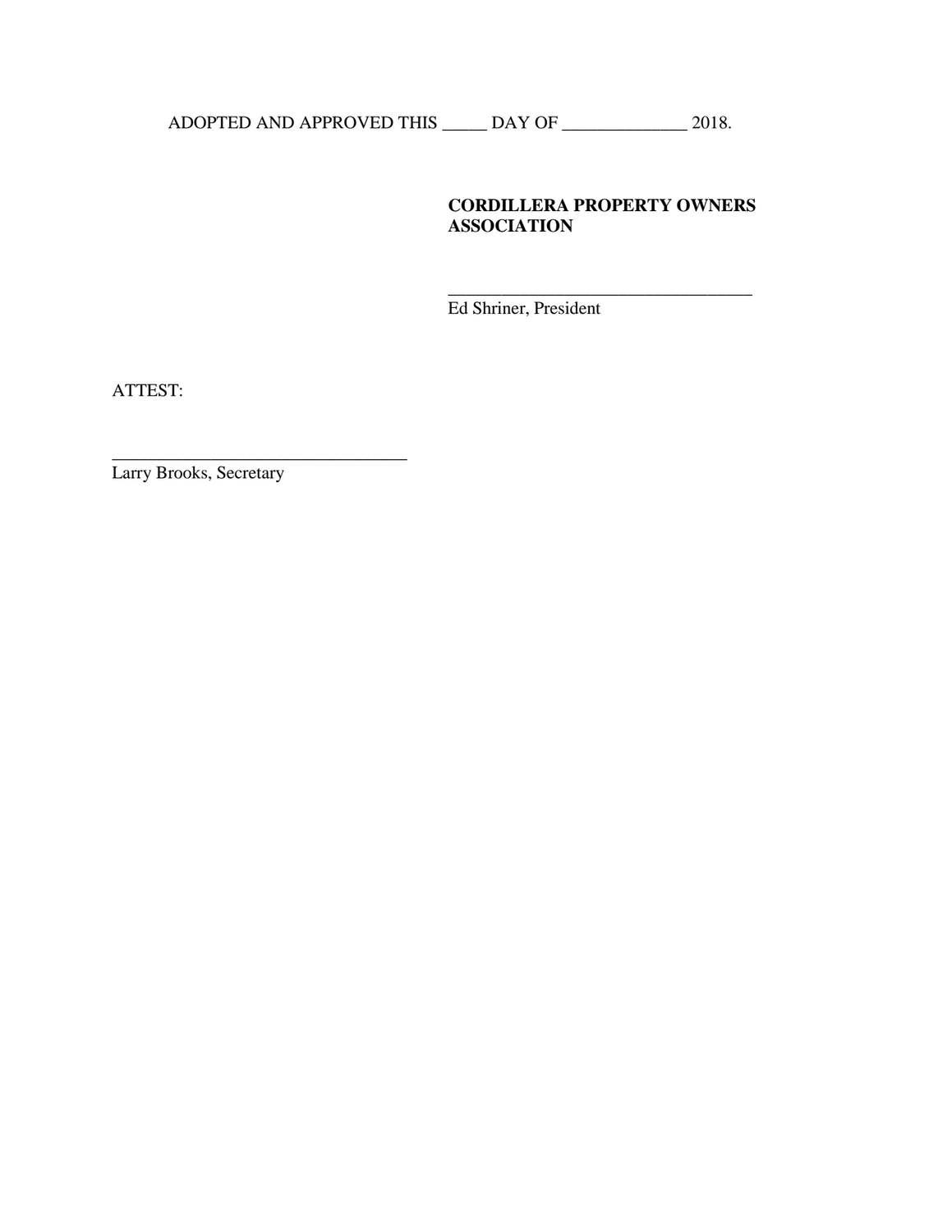ADOPTED AND APPROVED THIS _____ DAY OF ______________ 2018.

**CORDILLERA PROPERTY OWNERS ASSOCIATION**

_________________________________
Ed Shriner, President

ATTEST:

_________________________________
Larry Brooks, Secretary